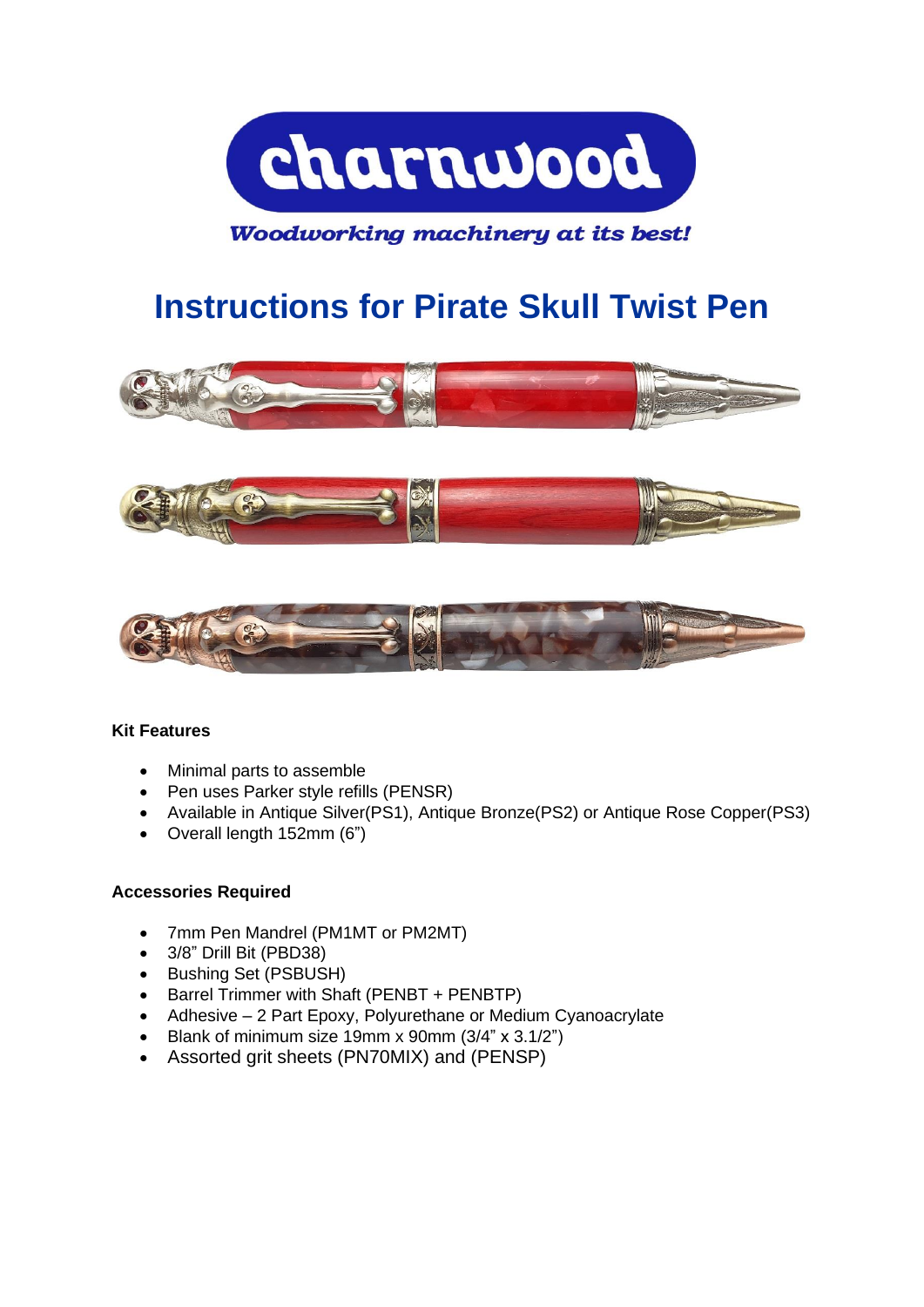charnwood

*Woodworking machinery at its best!*

# Instructions for Pirate Skull Twist Pen

**Kit Features**

- Minimal parts to assemble
- Pen uses Parker style refills (PENSR)
- Available in Antique Silver(PS1), Antique Bronze(PS2) or Antique Rose Copper(PS3)
- Overall length 152mm (6")

**Accessories Required**

- 7mm Pen Mandrel (PM1MT or PM2MT)
- 3/8" Drill Bit (PBD38)
- Bushing Set (PSBUSH)
- Barrel Trimmer with Shaft (PENBT + PENBTP)
- Adhesive – 2 Part Epoxy, Polyurethane or Medium Cyanoacrylate
- Blank of minimum size 19mm x 90mm (3/4" x 3.1/2")
- Assorted grit sheets (PN70MIX) and (PENSP)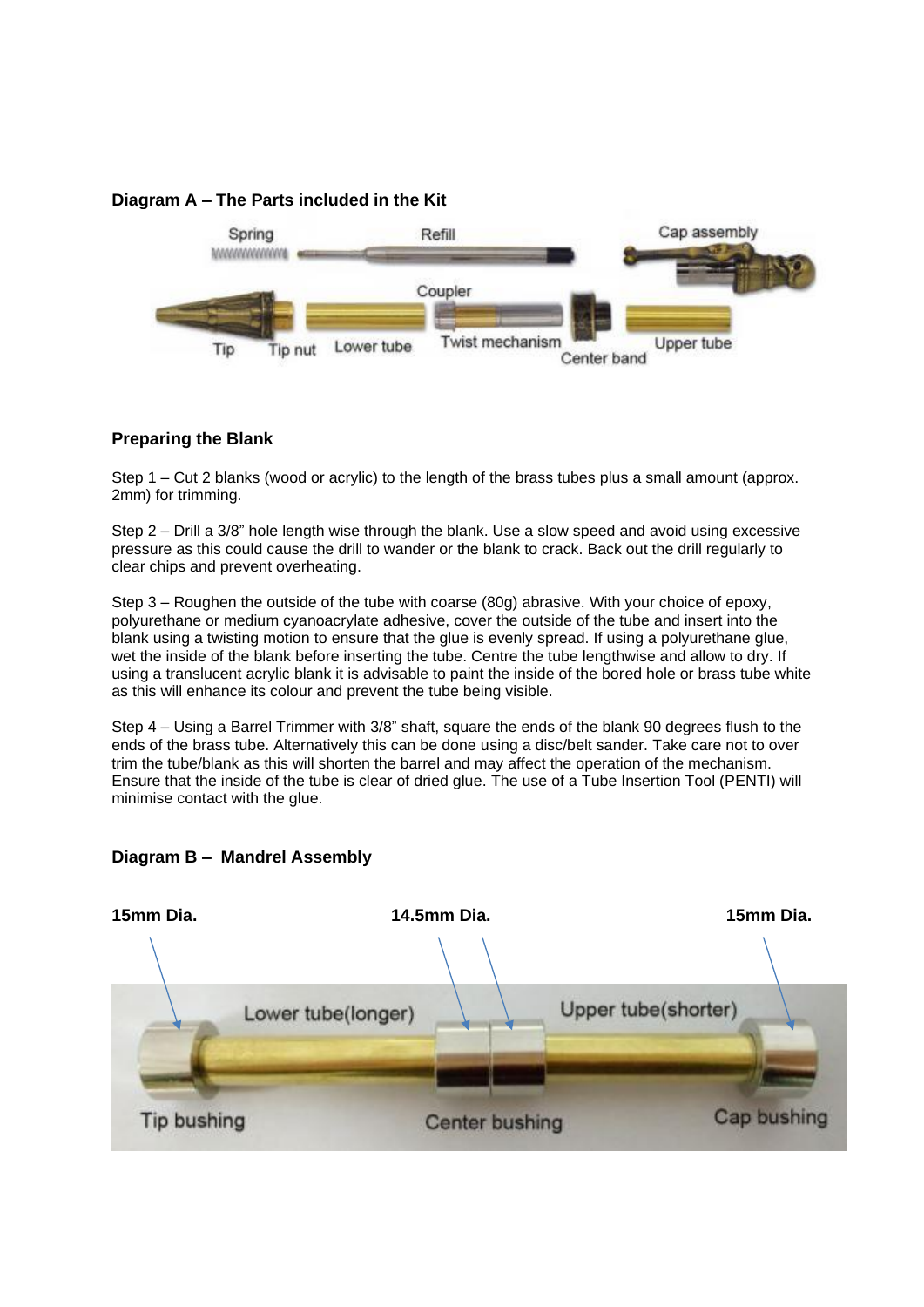**Diagram A – The Parts included in the Kit**

Spring Refill Cap assembly

Coupler

Tip Tip nut Lower tube Twist mechanism Center band Upper tube

**Preparing the Blank**

Step 1 – Cut 2 blanks (wood or acrylic) to the length of the brass tubes plus a small amount (approx. 2mm) for trimming.

Step 2 – Drill a 3/8" hole length wise through the blank. Use a slow speed and avoid using excessive pressure as this could cause the drill to wander or the blank to crack. Back out the drill regularly to clear chips and prevent overheating.

Step 3 – Roughen the outside of the tube with coarse (80g) abrasive. With your choice of epoxy, polyurethane or medium cyanoacrylate adhesive, cover the outside of the tube and insert into the blank using a twisting motion to ensure that the glue is evenly spread. If using a polyurethane glue, wet the inside of the blank before inserting the tube. Centre the tube lengthwise and allow to dry. If using a translucent acrylic blank it is advisable to paint the inside of the bored hole or brass tube white as this will enhance its colour and prevent the tube being visible.

Step 4 – Using a Barrel Trimmer with 3/8" shaft, square the ends of the blank 90 degrees flush to the ends of the brass tube. Alternatively this can be done using a disc/belt sander. Take care not to over trim the tube/blank as this will shorten the barrel and may affect the operation of the mechanism. Ensure that the inside of the tube is clear of dried glue. The use of a Tube Insertion Tool (PENTI) will minimise contact with the glue.

**Diagram B – Mandrel Assembly**

**15mm Dia.** **14.5mm Dia.** **15mm Dia.**

Lower tube(longer) Upper tube(shorter)

Tip bushing Center bushing Cap bushing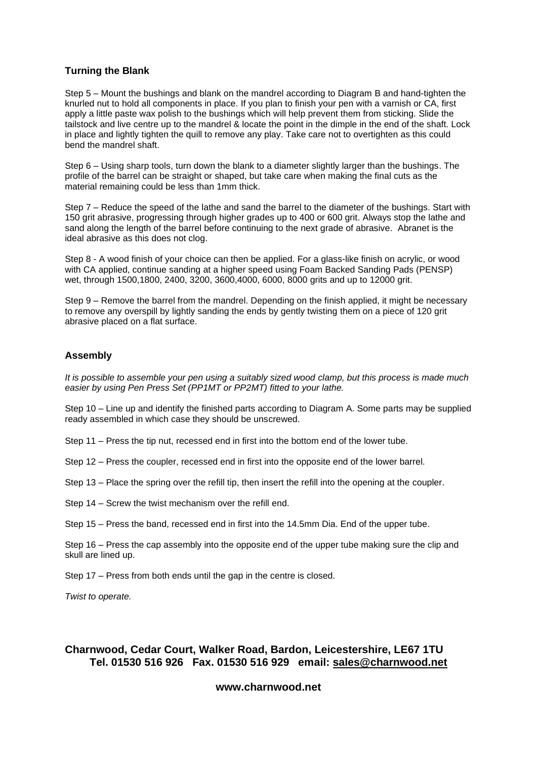## Turning the Blank

Step 5 – Mount the bushings and blank on the mandrel according to Diagram B and hand-tighten the knurled nut to hold all components in place. If you plan to finish your pen with a varnish or CA, first apply a little paste wax polish to the bushings which will help prevent them from sticking. Slide the tailstock and live centre up to the mandrel & locate the point in the dimple in the end of the shaft. Lock in place and lightly tighten the quill to remove any play. Take care not to overtighten as this could bend the mandrel shaft.

Step 6 – Using sharp tools, turn down the blank to a diameter slightly larger than the bushings. The profile of the barrel can be straight or shaped, but take care when making the final cuts as the material remaining could be less than 1mm thick.

Step 7 – Reduce the speed of the lathe and sand the barrel to the diameter of the bushings. Start with 150 grit abrasive, progressing through higher grades up to 400 or 600 grit. Always stop the lathe and sand along the length of the barrel before continuing to the next grade of abrasive. Abranet is the ideal abrasive as this does not clog.

Step 8 - A wood finish of your choice can then be applied. For a glass-like finish on acrylic, or wood with CA applied, continue sanding at a higher speed using Foam Backed Sanding Pads (PENSP) wet, through 1500,1800, 2400, 3200, 3600,4000, 6000, 8000 grits and up to 12000 grit.

Step 9 – Remove the barrel from the mandrel. Depending on the finish applied, it might be necessary to remove any overspill by lightly sanding the ends by gently twisting them on a piece of 120 grit abrasive placed on a flat surface.

## Assembly

*It is possible to assemble your pen using a suitably sized wood clamp, but this process is made much easier by using Pen Press Set (PP1MT or PP2MT) fitted to your lathe.*

Step 10 – Line up and identify the finished parts according to Diagram A. Some parts may be supplied ready assembled in which case they should be unscrewed.

Step 11 – Press the tip nut, recessed end in first into the bottom end of the lower tube.

Step 12 – Press the coupler, recessed end in first into the opposite end of the lower barrel.

Step 13 – Place the spring over the refill tip, then insert the refill into the opening at the coupler.

Step 14 – Screw the twist mechanism over the refill end.

Step 15 – Press the band, recessed end in first into the 14.5mm Dia. End of the upper tube.

Step 16 – Press the cap assembly into the opposite end of the upper tube making sure the clip and skull are lined up.

Step 17 – Press from both ends until the gap in the centre is closed.

*Twist to operate.*

**Charnwood, Cedar Court, Walker Road, Bardon, Leicestershire, LE67 1TU**
**Tel. 01530 516 926 Fax. 01530 516 929 email: sales@charnwood.net**

**www.charnwood.net**